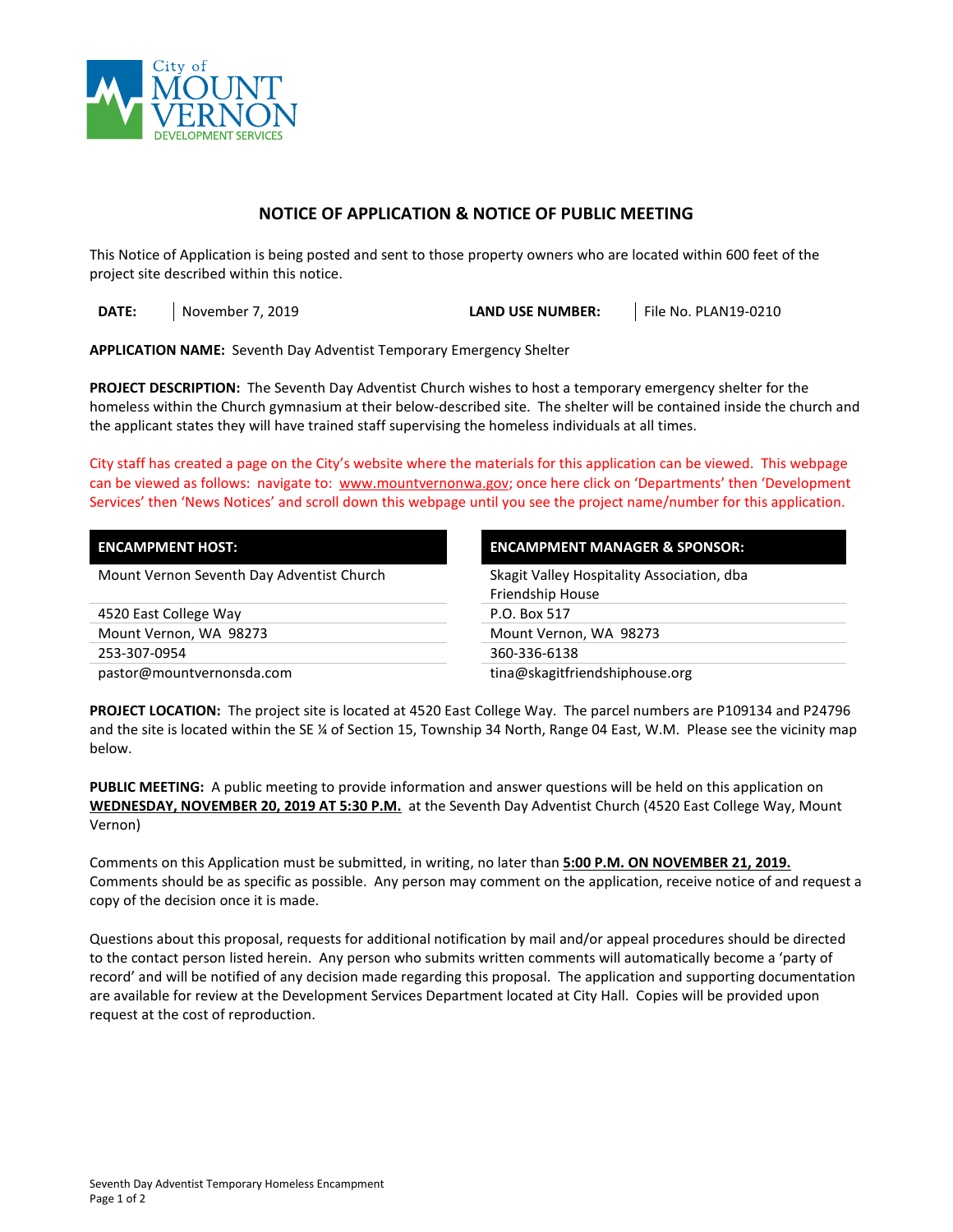City of MOUNT VERNON DEVELOPMENT SERVICES

# NOTICE OF APPLICATION & NOTICE OF PUBLIC MEETING

This Notice of Application is being posted and sent to those property owners who are located within 600 feet of the project site described within this notice.

| **DATE:** | November 7, 2019 | **LAND USE NUMBER:** | File No. PLAN19-0210 |
|---|---|---|---|

**APPLICATION NAME:** Seventh Day Adventist Temporary Emergency Shelter

**PROJECT DESCRIPTION:** The Seventh Day Adventist Church wishes to host a temporary emergency shelter for the homeless within the Church gymnasium at their below-described site. The shelter will be contained inside the church and the applicant states they will have trained staff supervising the homeless individuals at all times.

City staff has created a page on the City's website where the materials for this application can be viewed. This webpage can be viewed as follows: navigate to: www.mountvernonwa.gov; once here click on 'Departments' then 'Development Services' then 'News Notices' and scroll down this webpage until you see the project name/number for this application.

| **ENCAMPMENT HOST:** | **ENCAMPMENT MANAGER & SPONSOR:** |
|---|---|
| Mount Vernon Seventh Day Adventist Church | Skagit Valley Hospitality Association, dba Friendship House |
| 4520 East College Way | P.O. Box 517 |
| Mount Vernon, WA 98273 | Mount Vernon, WA 98273 |
| 253-307-0954 | 360-336-6138 |
| pastor@mountvernonsda.com | tina@skagitfriendshiphouse.org |

**PROJECT LOCATION:** The project site is located at 4520 East College Way. The parcel numbers are P109134 and P24796 and the site is located within the SE ¼ of Section 15, Township 34 North, Range 04 East, W.M. Please see the vicinity map below.

**PUBLIC MEETING:** A public meeting to provide information and answer questions will be held on this application on **WEDNESDAY, NOVEMBER 20, 2019 AT 5:30 P.M.** at the Seventh Day Adventist Church (4520 East College Way, Mount Vernon)

Comments on this Application must be submitted, in writing, no later than **5:00 P.M. ON NOVEMBER 21, 2019.** Comments should be as specific as possible. Any person may comment on the application, receive notice of and request a copy of the decision once it is made.

Questions about this proposal, requests for additional notification by mail and/or appeal procedures should be directed to the contact person listed herein. Any person who submits written comments will automatically become a 'party of record' and will be notified of any decision made regarding this proposal. The application and supporting documentation are available for review at the Development Services Department located at City Hall. Copies will be provided upon request at the cost of reproduction.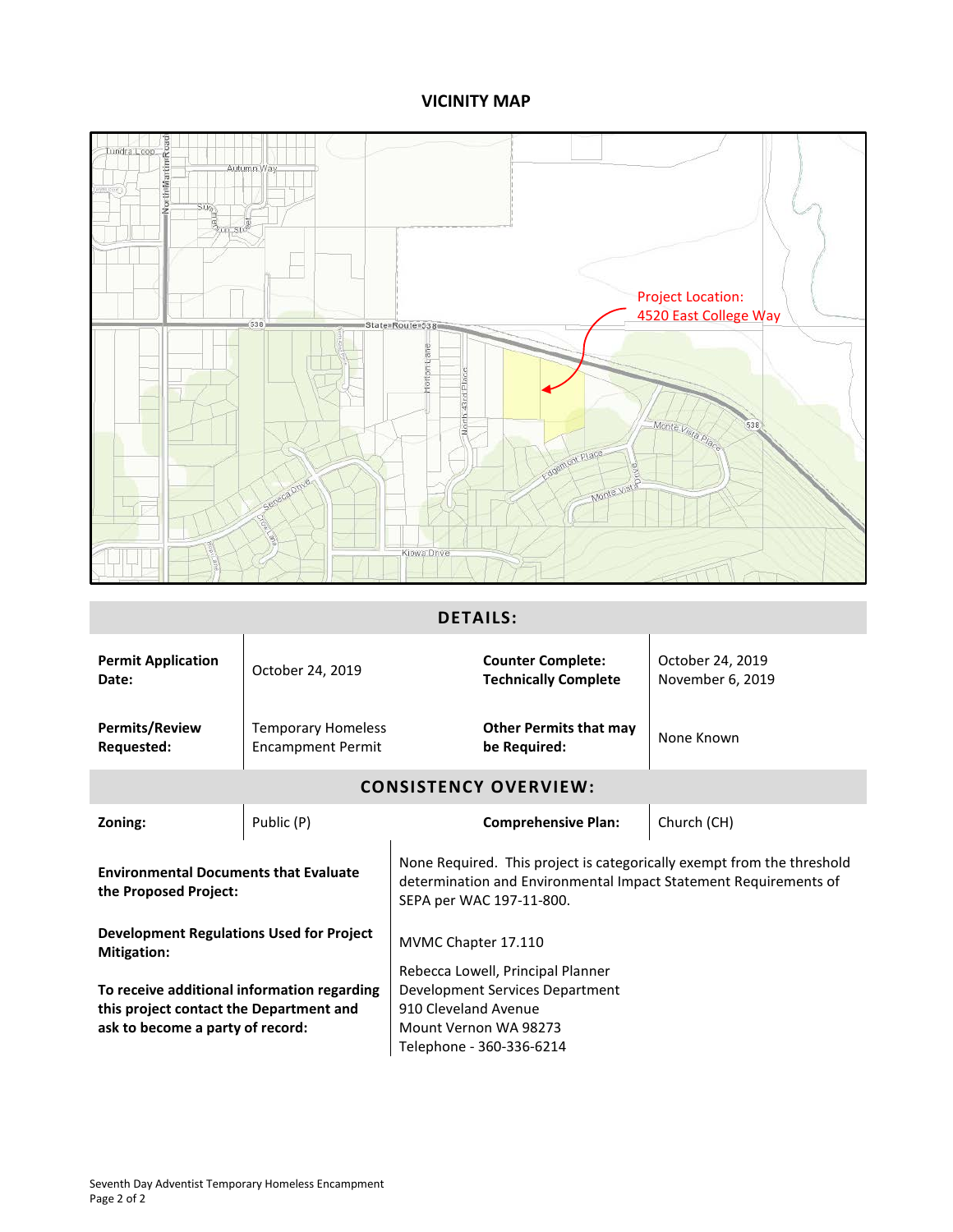## VICINITY MAP

Project Location: 4520 East College Way

## DETAILS:

| | | | |
|---|---|---|---|
| **Permit Application Date:** | October 24, 2019 | **Counter Complete: Technically Complete** | October 24, 2019 November 6, 2019 |
| **Permits/Review Requested:** | Temporary Homeless Encampment Permit | **Other Permits that may be Required:** | None Known |

## CONSISTENCY OVERVIEW:

| | | | |
|---|---|---|---|
| **Zoning:** | Public (P) | **Comprehensive Plan:** | Church (CH) |

| | |
|---|---|
| **Environmental Documents that Evaluate the Proposed Project:** | None Required. This project is categorically exempt from the threshold determination and Environmental Impact Statement Requirements of SEPA per WAC 197-11-800. |
| **Development Regulations Used for Project Mitigation:** | MVMC Chapter 17.110 |
| **To receive additional information regarding this project contact the Department and ask to become a party of record:** | Rebecca Lowell, Principal Planner<br>Development Services Department<br>910 Cleveland Avenue<br>Mount Vernon WA 98273<br>Telephone - 360-336-6214 |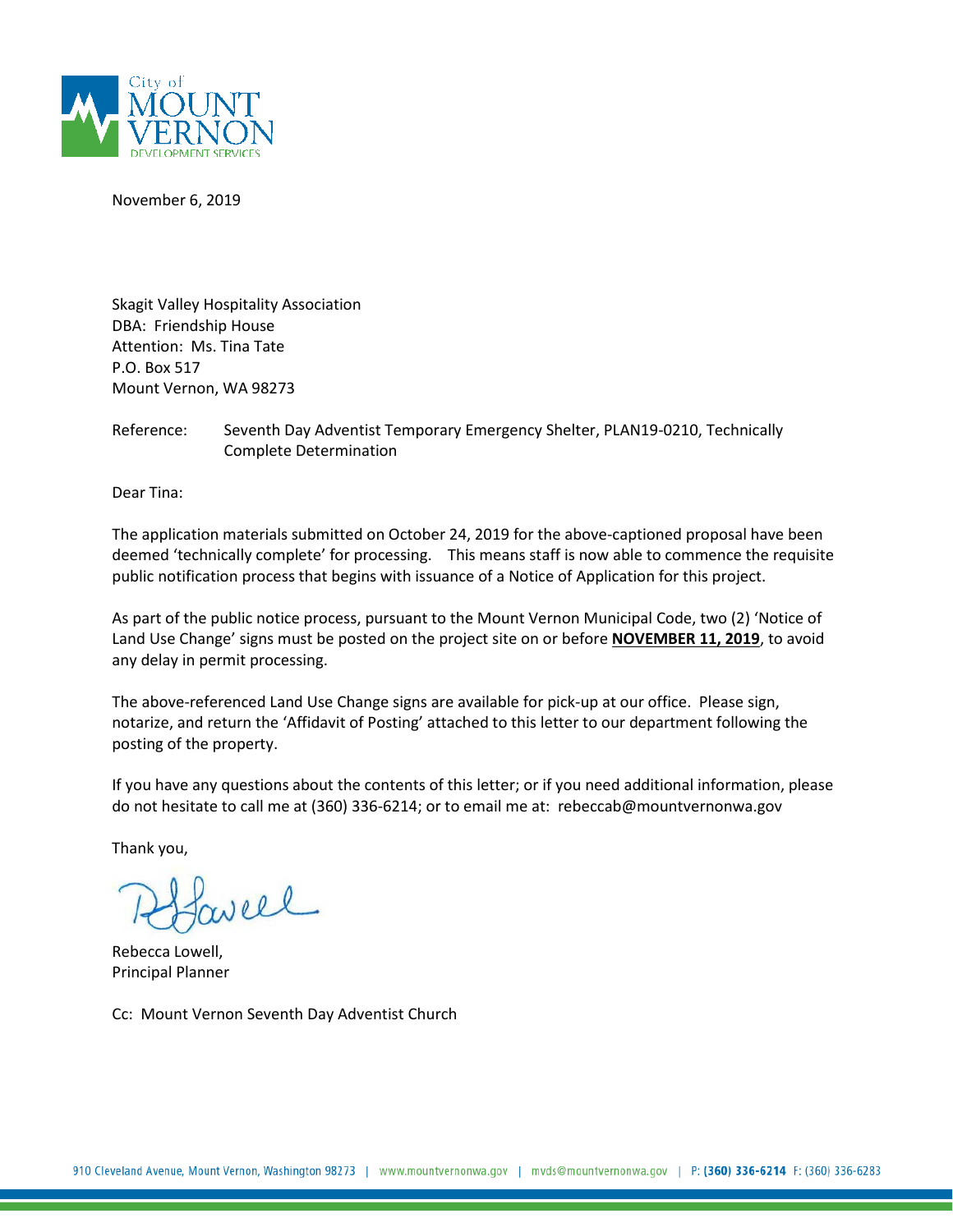City of MOUNT VERNON DEVELOPMENT SERVICES

November 6, 2019

Skagit Valley Hospitality Association
DBA: Friendship House
Attention: Ms. Tina Tate
P.O. Box 517
Mount Vernon, WA 98273

Reference: Seventh Day Adventist Temporary Emergency Shelter, PLAN19-0210, Technically Complete Determination

Dear Tina:

The application materials submitted on October 24, 2019 for the above-captioned proposal have been deemed 'technically complete' for processing. This means staff is now able to commence the requisite public notification process that begins with issuance of a Notice of Application for this project.

As part of the public notice process, pursuant to the Mount Vernon Municipal Code, two (2) 'Notice of Land Use Change' signs must be posted on the project site on or before **NOVEMBER 11, 2019**, to avoid any delay in permit processing.

The above-referenced Land Use Change signs are available for pick-up at our office. Please sign, notarize, and return the 'Affidavit of Posting' attached to this letter to our department following the posting of the property.

If you have any questions about the contents of this letter; or if you need additional information, please do not hesitate to call me at (360) 336-6214; or to email me at: rebeccab@mountvernonwa.gov

Thank you,

Rebecca Lowell,
Principal Planner

Cc: Mount Vernon Seventh Day Adventist Church

910 Cleveland Avenue, Mount Vernon, Washington 98273 | www.mountvernonwa.gov | mvds@mountvernonwa.gov | P: (360) 336-6214 F: (360) 336-6283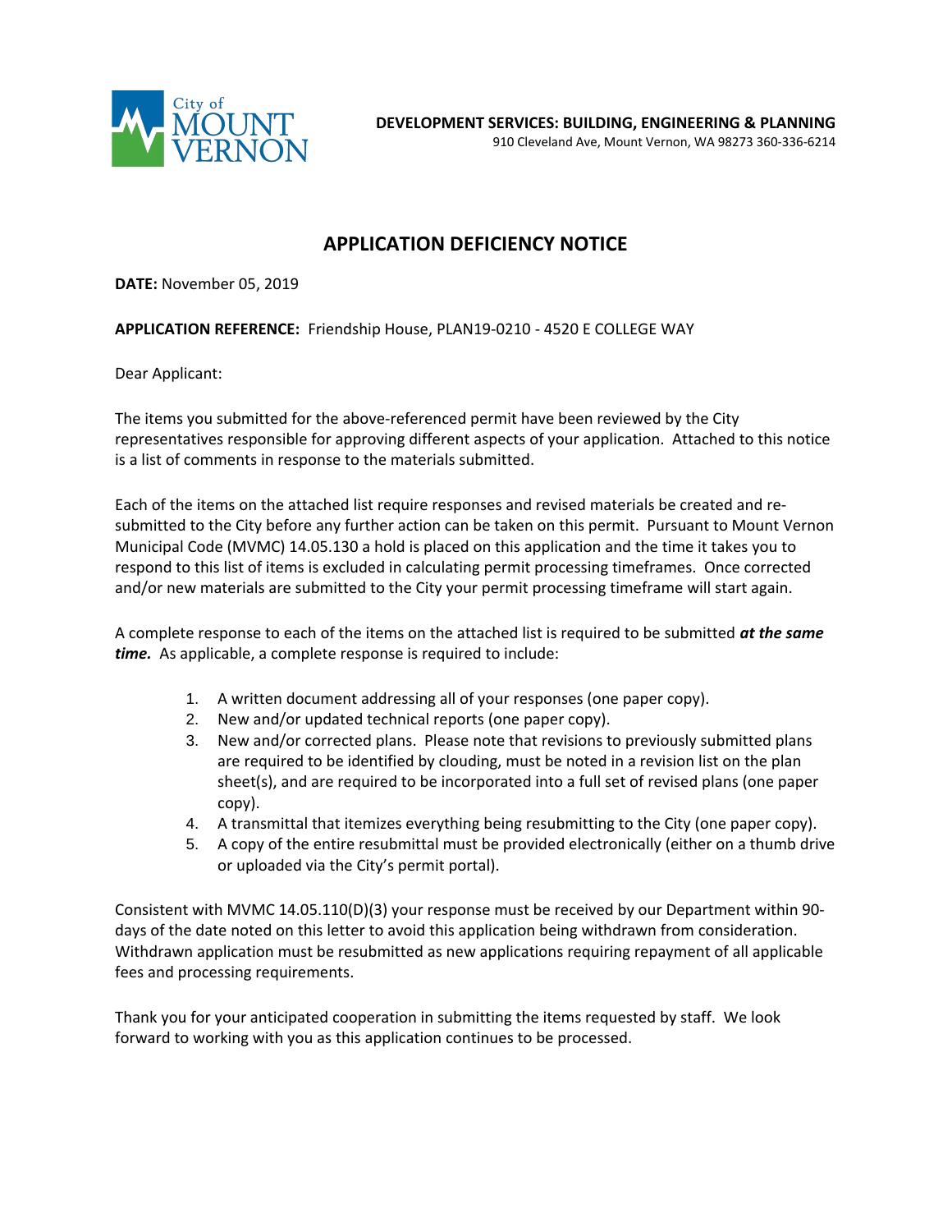City of MOUNT VERNON

**DEVELOPMENT SERVICES: BUILDING, ENGINEERING & PLANNING**
910 Cleveland Ave, Mount Vernon, WA 98273 360-336-6214

# APPLICATION DEFICIENCY NOTICE

**DATE:** November 05, 2019

**APPLICATION REFERENCE:** Friendship House, PLAN19-0210 - 4520 E COLLEGE WAY

Dear Applicant:

The items you submitted for the above-referenced permit have been reviewed by the City representatives responsible for approving different aspects of your application. Attached to this notice is a list of comments in response to the materials submitted.

Each of the items on the attached list require responses and revised materials be created and re-submitted to the City before any further action can be taken on this permit. Pursuant to Mount Vernon Municipal Code (MVMC) 14.05.130 a hold is placed on this application and the time it takes you to respond to this list of items is excluded in calculating permit processing timeframes. Once corrected and/or new materials are submitted to the City your permit processing timeframe will start again.

A complete response to each of the items on the attached list is required to be submitted ***at the same time.*** As applicable, a complete response is required to include:

1. A written document addressing all of your responses (one paper copy).
2. New and/or updated technical reports (one paper copy).
3. New and/or corrected plans. Please note that revisions to previously submitted plans are required to be identified by clouding, must be noted in a revision list on the plan sheet(s), and are required to be incorporated into a full set of revised plans (one paper copy).
4. A transmittal that itemizes everything being resubmitting to the City (one paper copy).
5. A copy of the entire resubmittal must be provided electronically (either on a thumb drive or uploaded via the City's permit portal).

Consistent with MVMC 14.05.110(D)(3) your response must be received by our Department within 90-days of the date noted on this letter to avoid this application being withdrawn from consideration. Withdrawn application must be resubmitted as new applications requiring repayment of all applicable fees and processing requirements.

Thank you for your anticipated cooperation in submitting the items requested by staff. We look forward to working with you as this application continues to be processed.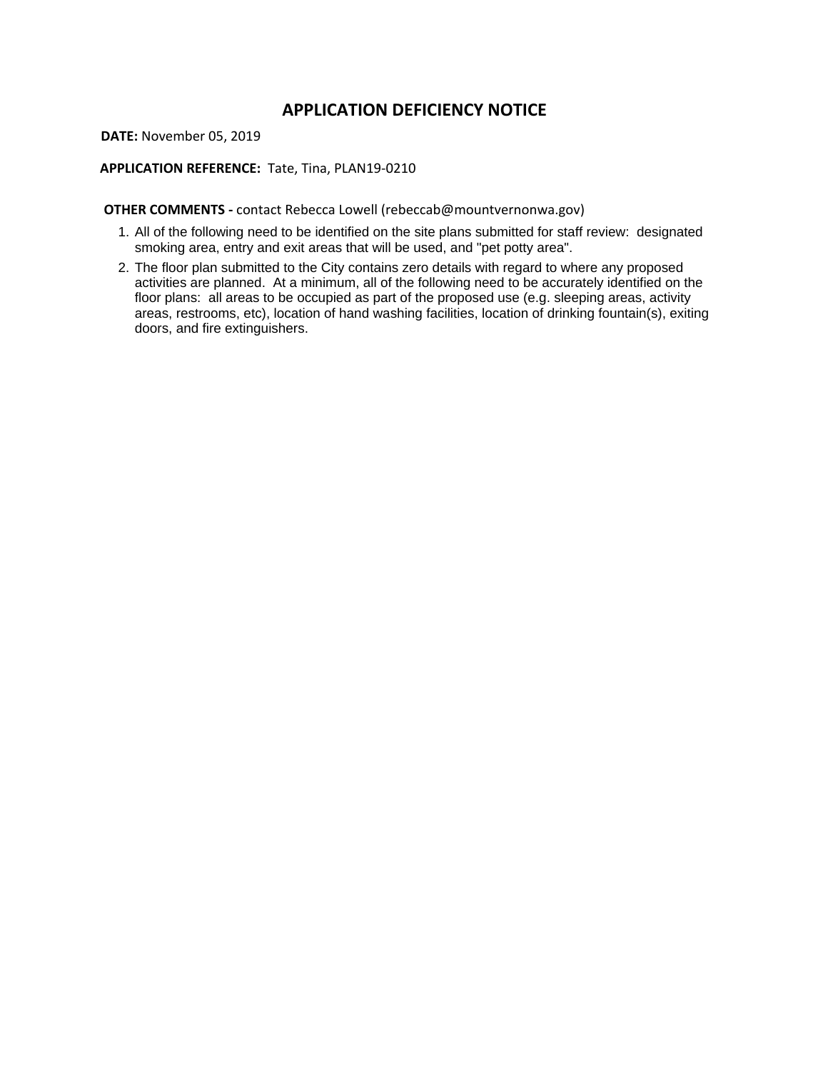# APPLICATION DEFICIENCY NOTICE

**DATE:** November 05, 2019

**APPLICATION REFERENCE:** Tate, Tina, PLAN19-0210

**OTHER COMMENTS -** contact Rebecca Lowell (rebeccab@mountvernonwa.gov)

1. All of the following need to be identified on the site plans submitted for staff review: designated smoking area, entry and exit areas that will be used, and "pet potty area".
2. The floor plan submitted to the City contains zero details with regard to where any proposed activities are planned. At a minimum, all of the following need to be accurately identified on the floor plans: all areas to be occupied as part of the proposed use (e.g. sleeping areas, activity areas, restrooms, etc), location of hand washing facilities, location of drinking fountain(s), exiting doors, and fire extinguishers.